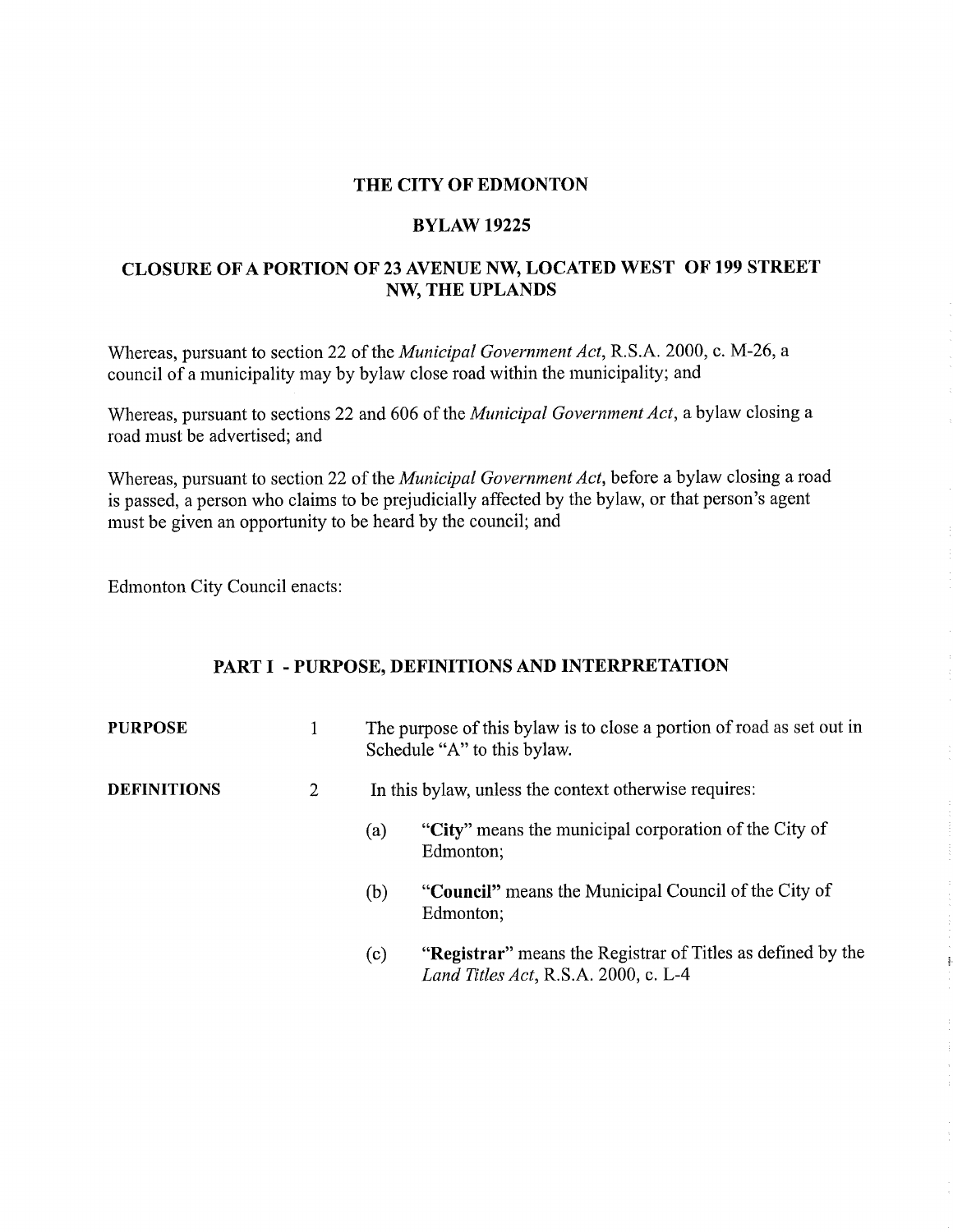# THE CITY OF EDMONTON

## BYLAW 19225

## CLOSURE OF A PORTION OF 23 AVENUE NW, LOCATED WEST OF 199 STREET NW, THE UPLANDS

Whereas, pursuant to section 22 of the *Municipal Government Act*, R.S.A. 2000, c. M-26, a council of a municipality may by bylaw close road within the municipality; and

Whereas, pursuant to sections 22 and 606 of the *Municipal Government Act*, a bylaw closing a road must be advertised; and

Whereas, pursuant to section 22 of the *Municipal Government Act*, before a bylaw closing a road is passed, a person who claims to be prejudicially affected by the bylaw, or that person's agent must be given an opportunity to be heard by the council; and

Edmonton City Council enacts:

### PART I - PURPOSE, DEFINITIONS AND INTERPRETATION

**PURPOSE** 1 The purpose of this bylaw is to close a portion of road as set out in Schedule "A" to this bylaw.

**DEFINITIONS** 2 In this bylaw, unless the context otherwise requires:

(a) "**City**" means the municipal corporation of the City of Edmonton;

(b) "**Council**" means the Municipal Council of the City of Edmonton;

(c) "**Registrar**" means the Registrar of Titles as defined by the *Land Titles Act*, R.S.A. 2000, c. L-4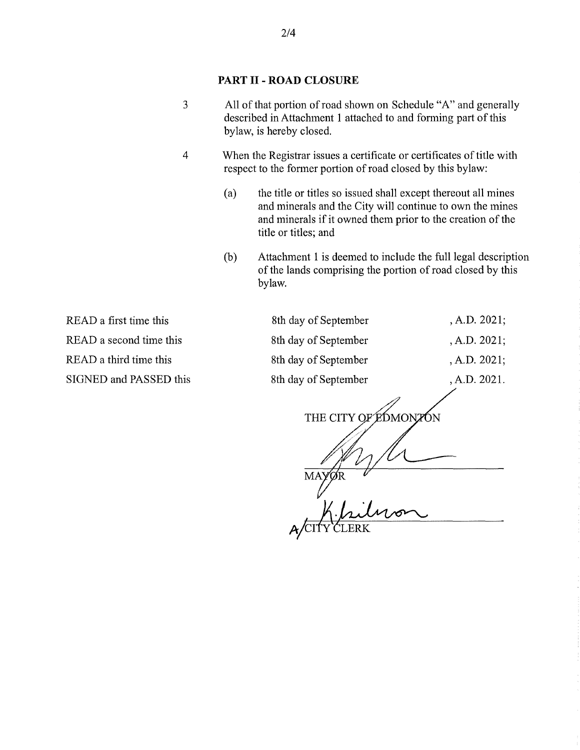## PART II - ROAD CLOSURE

3 All of that portion of road shown on Schedule "A" and generally described in Attachment 1 attached to and forming part of this bylaw, is hereby closed.

4 When the Registrar issues a certificate or certificates of title with respect to the former portion of road closed by this bylaw:

(a) the title or titles so issued shall except thereout all mines and minerals and the City will continue to own the mines and minerals if it owned them prior to the creation of the title or titles; and

(b) Attachment 1 is deemed to include the full legal description of the lands comprising the portion of road closed by this bylaw.

| | | |
|---|---|---|
| READ a first time this | 8th day of September | , A.D. 2021; |
| READ a second time this | 8th day of September | , A.D. 2021; |
| READ a third time this | 8th day of September | , A.D. 2021; |
| SIGNED and PASSED this | 8th day of September | , A.D. 2021. |

THE CITY OF EDMONTON

MAYOR

A/CITY CLERK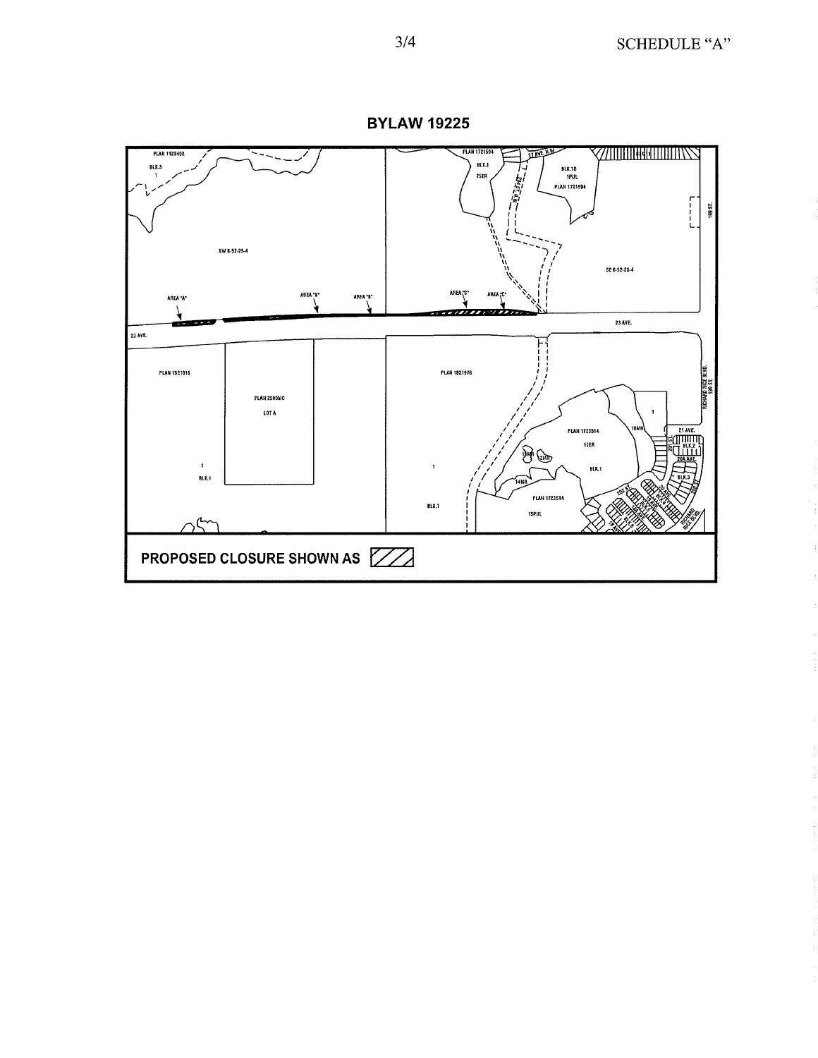SCHEDULE "A"

# BYLAW 19225

PLAN 1125402

BLK.3

1

SW 6-52-25-4

AREA "A"

AREA "B"

AREA "B"

AREA "C"

AREA "C"

PLAN 1721594

BLK.1

7SER

27 AVE. N.W.

BLK.10

1PUL

PLAN 1721594

SE 6-52-25-4

199 ST.

23 AVE.

23 AVE.

PLAN 1521916

PLAN 2500MC

LOT A

1

BLK.1

PLAN 1821976

1

BLK.1

PLAN 1723514

11ER

BLK.1

10MR

14MR

PLAN 1723514

15PUL

21 AVE.

BLK.2

20A AVE.

BLK.3

RICHARD RICE BLVD. 199 ST.

**PROPOSED CLOSURE SHOWN AS**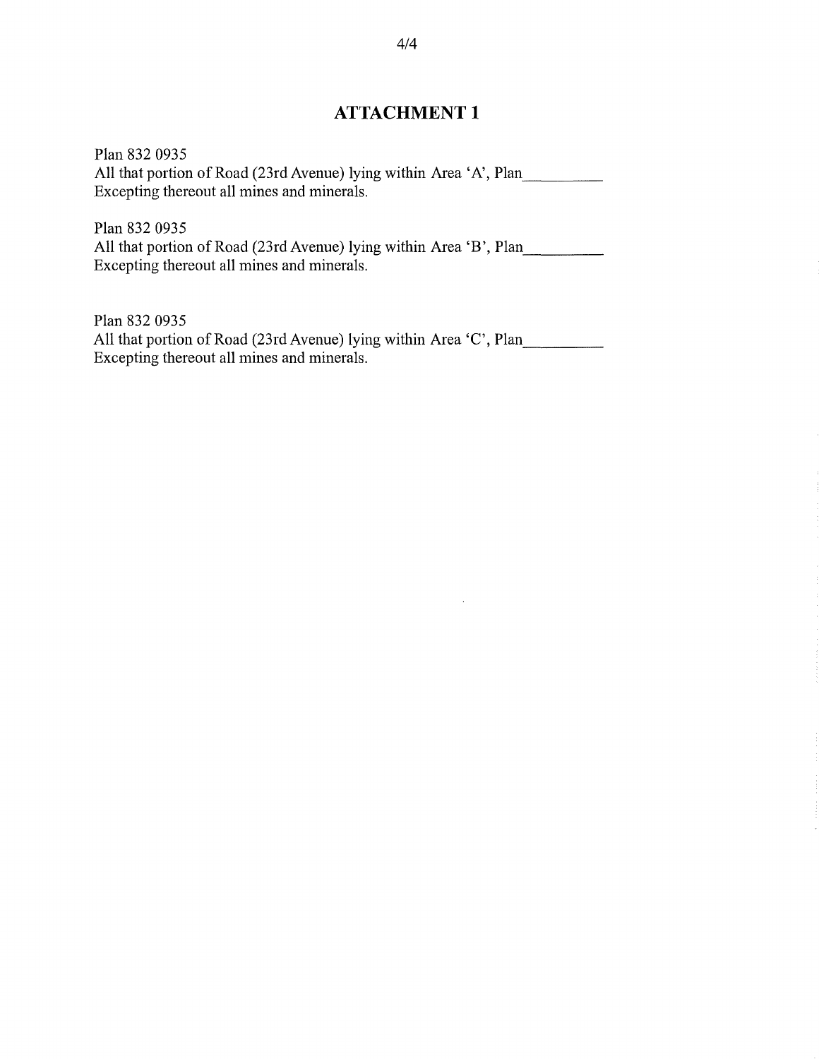# ATTACHMENT 1

Plan 832 0935
All that portion of Road (23rd Avenue) lying within Area 'A', Plan_________
Excepting thereout all mines and minerals.

Plan 832 0935
All that portion of Road (23rd Avenue) lying within Area 'B', Plan_________
Excepting thereout all mines and minerals.

Plan 832 0935
All that portion of Road (23rd Avenue) lying within Area 'C', Plan_________
Excepting thereout all mines and minerals.